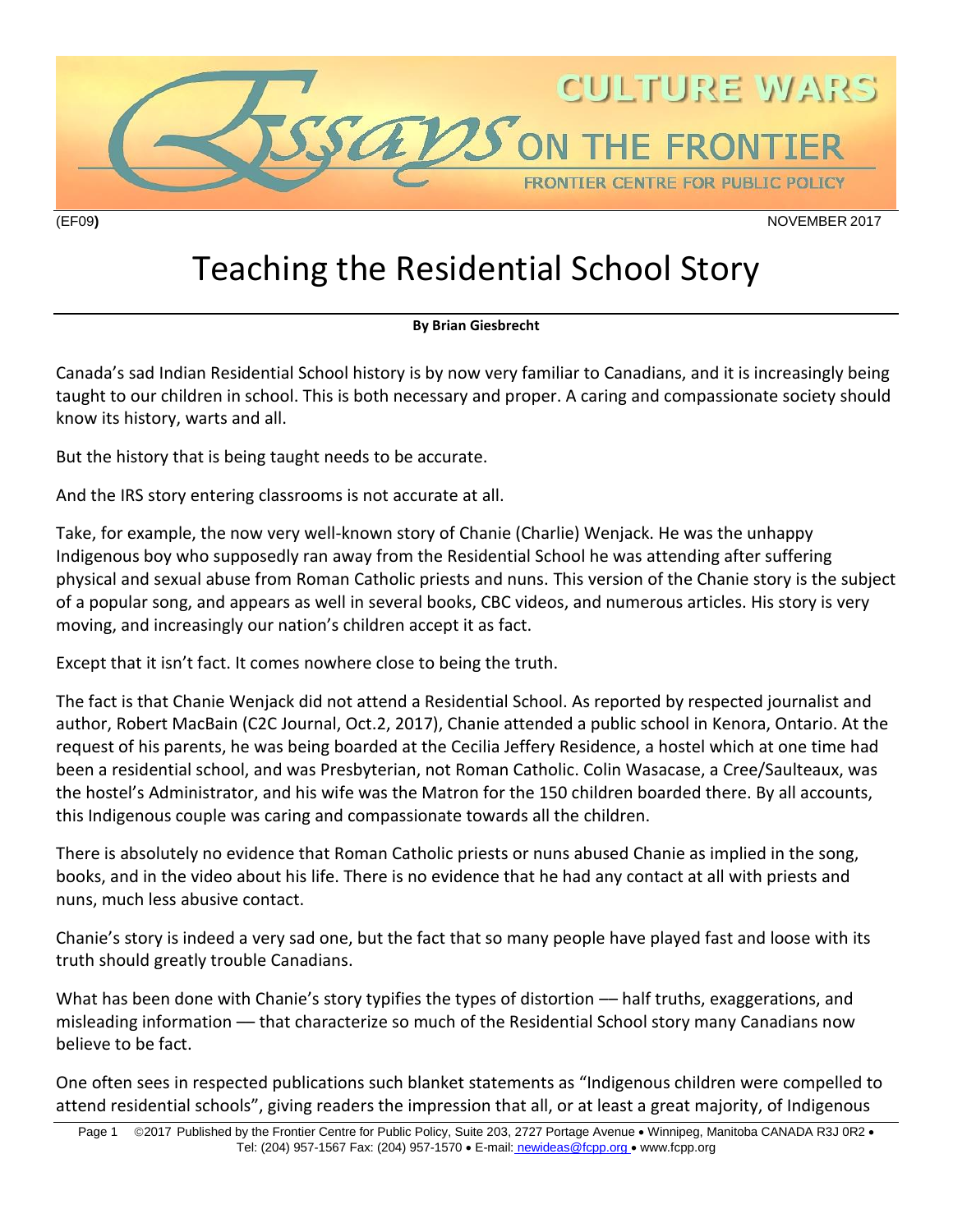# Teaching the Residential School Story

**By Brian Giesbrecht**

Canada's sad Indian Residential School history is by now very familiar to Canadians, and it is increasingly being taught to our children in school. This is both necessary and proper. A caring and compassionate society should know its history, warts and all.

But the history that is being taught needs to be accurate.

And the IRS story entering classrooms is not accurate at all.

Take, for example, the now very well-known story of Chanie (Charlie) Wenjack. He was the unhappy Indigenous boy who supposedly ran away from the Residential School he was attending after suffering physical and sexual abuse from Roman Catholic priests and nuns. This version of the Chanie story is the subject of a popular song, and appears as well in several books, CBC videos, and numerous articles. His story is very moving, and increasingly our nation's children accept it as fact.

Except that it isn't fact. It comes nowhere close to being the truth.

The fact is that Chanie Wenjack did not attend a Residential School. As reported by respected journalist and author, Robert MacBain (C2C Journal, Oct.2, 2017), Chanie attended a public school in Kenora, Ontario. At the request of his parents, he was being boarded at the Cecilia Jeffery Residence, a hostel which at one time had been a residential school, and was Presbyterian, not Roman Catholic. Colin Wasacase, a Cree/Saulteaux, was the hostel's Administrator, and his wife was the Matron for the 150 children boarded there. By all accounts, this Indigenous couple was caring and compassionate towards all the children.

There is absolutely no evidence that Roman Catholic priests or nuns abused Chanie as implied in the song, books, and in the video about his life. There is no evidence that he had any contact at all with priests and nuns, much less abusive contact.

Chanie's story is indeed a very sad one, but the fact that so many people have played fast and loose with its truth should greatly trouble Canadians.

What has been done with Chanie's story typifies the types of distortion — half truths, exaggerations, and misleading information — that characterize so much of the Residential School story many Canadians now believe to be fact.

One often sees in respected publications such blanket statements as "Indigenous children were compelled to attend residential schools", giving readers the impression that all, or at least a great majority, of Indigenous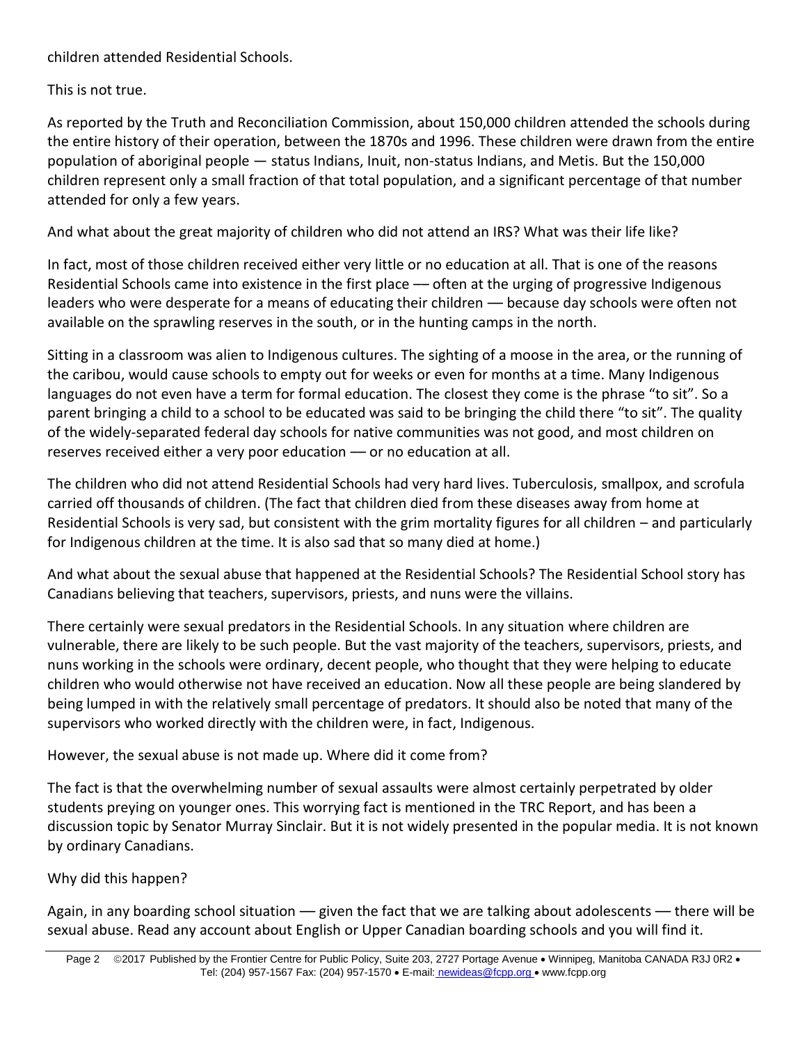children attended Residential Schools.

This is not true.

As reported by the Truth and Reconciliation Commission, about 150,000 children attended the schools during the entire history of their operation, between the 1870s and 1996. These children were drawn from the entire population of aboriginal people — status Indians, Inuit, non-status Indians, and Metis. But the 150,000 children represent only a small fraction of that total population, and a significant percentage of that number attended for only a few years.

And what about the great majority of children who did not attend an IRS? What was their life like?

In fact, most of those children received either very little or no education at all. That is one of the reasons Residential Schools came into existence in the first place –– often at the urging of progressive Indigenous leaders who were desperate for a means of educating their children –– because day schools were often not available on the sprawling reserves in the south, or in the hunting camps in the north.

Sitting in a classroom was alien to Indigenous cultures. The sighting of a moose in the area, or the running of the caribou, would cause schools to empty out for weeks or even for months at a time. Many Indigenous languages do not even have a term for formal education. The closest they come is the phrase "to sit". So a parent bringing a child to a school to be educated was said to be bringing the child there "to sit". The quality of the widely-separated federal day schools for native communities was not good, and most children on reserves received either a very poor education –– or no education at all.

The children who did not attend Residential Schools had very hard lives. Tuberculosis, smallpox, and scrofula carried off thousands of children. (The fact that children died from these diseases away from home at Residential Schools is very sad, but consistent with the grim mortality figures for all children – and particularly for Indigenous children at the time. It is also sad that so many died at home.)

And what about the sexual abuse that happened at the Residential Schools? The Residential School story has Canadians believing that teachers, supervisors, priests, and nuns were the villains.

There certainly were sexual predators in the Residential Schools. In any situation where children are vulnerable, there are likely to be such people. But the vast majority of the teachers, supervisors, priests, and nuns working in the schools were ordinary, decent people, who thought that they were helping to educate children who would otherwise not have received an education. Now all these people are being slandered by being lumped in with the relatively small percentage of predators. It should also be noted that many of the supervisors who worked directly with the children were, in fact, Indigenous.

However, the sexual abuse is not made up. Where did it come from?

The fact is that the overwhelming number of sexual assaults were almost certainly perpetrated by older students preying on younger ones. This worrying fact is mentioned in the TRC Report, and has been a discussion topic by Senator Murray Sinclair. But it is not widely presented in the popular media. It is not known by ordinary Canadians.

Why did this happen?

Again, in any boarding school situation –– given the fact that we are talking about adolescents –– there will be sexual abuse. Read any account about English or Upper Canadian boarding schools and you will find it.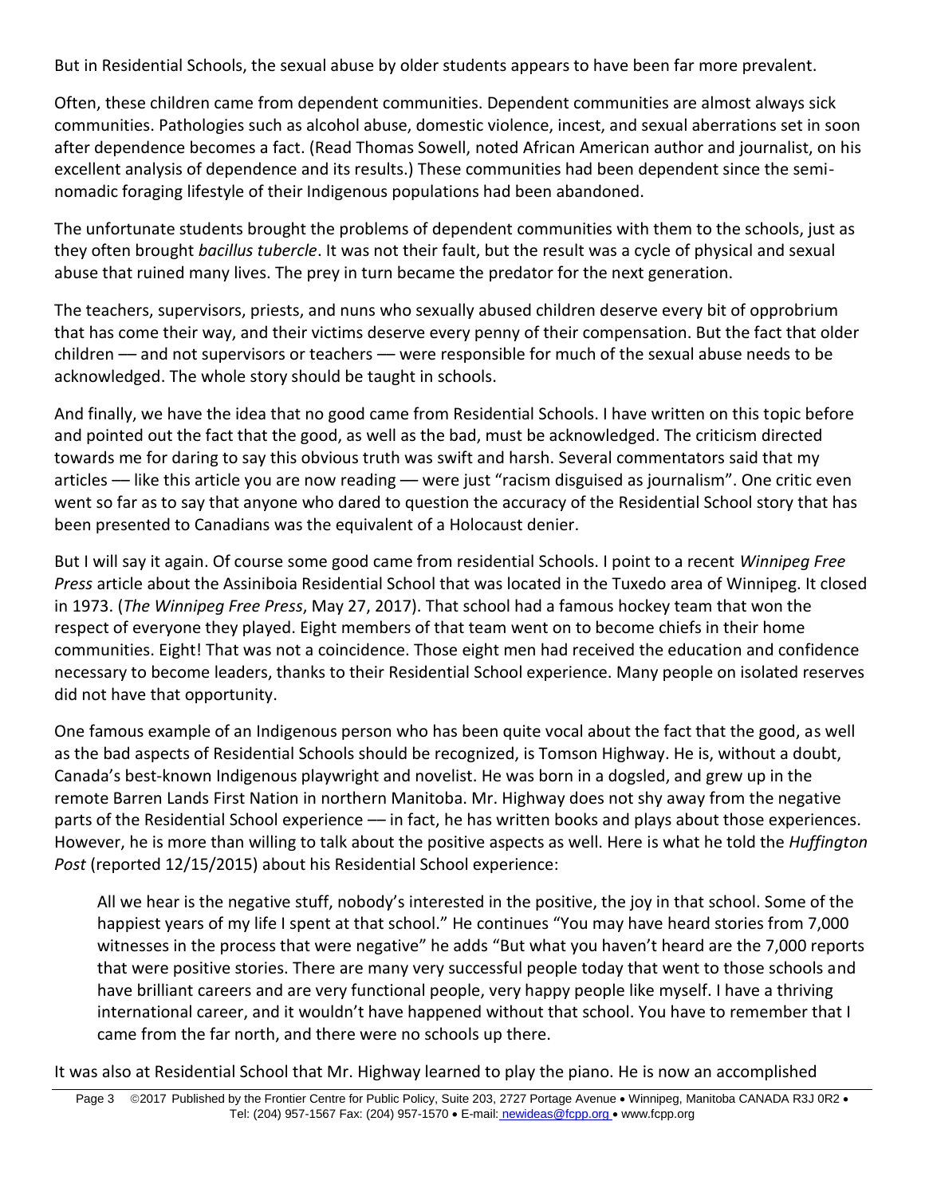But in Residential Schools, the sexual abuse by older students appears to have been far more prevalent.

Often, these children came from dependent communities. Dependent communities are almost always sick communities. Pathologies such as alcohol abuse, domestic violence, incest, and sexual aberrations set in soon after dependence becomes a fact. (Read Thomas Sowell, noted African American author and journalist, on his excellent analysis of dependence and its results.) These communities had been dependent since the semi-nomadic foraging lifestyle of their Indigenous populations had been abandoned.

The unfortunate students brought the problems of dependent communities with them to the schools, just as they often brought *bacillus tubercle*. It was not their fault, but the result was a cycle of physical and sexual abuse that ruined many lives. The prey in turn became the predator for the next generation.

The teachers, supervisors, priests, and nuns who sexually abused children deserve every bit of opprobrium that has come their way, and their victims deserve every penny of their compensation. But the fact that older children — and not supervisors or teachers — were responsible for much of the sexual abuse needs to be acknowledged. The whole story should be taught in schools.

And finally, we have the idea that no good came from Residential Schools. I have written on this topic before and pointed out the fact that the good, as well as the bad, must be acknowledged. The criticism directed towards me for daring to say this obvious truth was swift and harsh. Several commentators said that my articles — like this article you are now reading — were just "racism disguised as journalism". One critic even went so far as to say that anyone who dared to question the accuracy of the Residential School story that has been presented to Canadians was the equivalent of a Holocaust denier.

But I will say it again. Of course some good came from residential Schools. I point to a recent *Winnipeg Free Press* article about the Assiniboia Residential School that was located in the Tuxedo area of Winnipeg. It closed in 1973. (*The Winnipeg Free Press*, May 27, 2017). That school had a famous hockey team that won the respect of everyone they played. Eight members of that team went on to become chiefs in their home communities. Eight! That was not a coincidence. Those eight men had received the education and confidence necessary to become leaders, thanks to their Residential School experience. Many people on isolated reserves did not have that opportunity.

One famous example of an Indigenous person who has been quite vocal about the fact that the good, as well as the bad aspects of Residential Schools should be recognized, is Tomson Highway. He is, without a doubt, Canada's best-known Indigenous playwright and novelist. He was born in a dogsled, and grew up in the remote Barren Lands First Nation in northern Manitoba. Mr. Highway does not shy away from the negative parts of the Residential School experience — in fact, he has written books and plays about those experiences. However, he is more than willing to talk about the positive aspects as well. Here is what he told the *Huffington Post* (reported 12/15/2015) about his Residential School experience:

> All we hear is the negative stuff, nobody's interested in the positive, the joy in that school. Some of the happiest years of my life I spent at that school." He continues "You may have heard stories from 7,000 witnesses in the process that were negative" he adds "But what you haven't heard are the 7,000 reports that were positive stories. There are many very successful people today that went to those schools and have brilliant careers and are very functional people, very happy people like myself. I have a thriving international career, and it wouldn't have happened without that school. You have to remember that I came from the far north, and there were no schools up there.

It was also at Residential School that Mr. Highway learned to play the piano. He is now an accomplished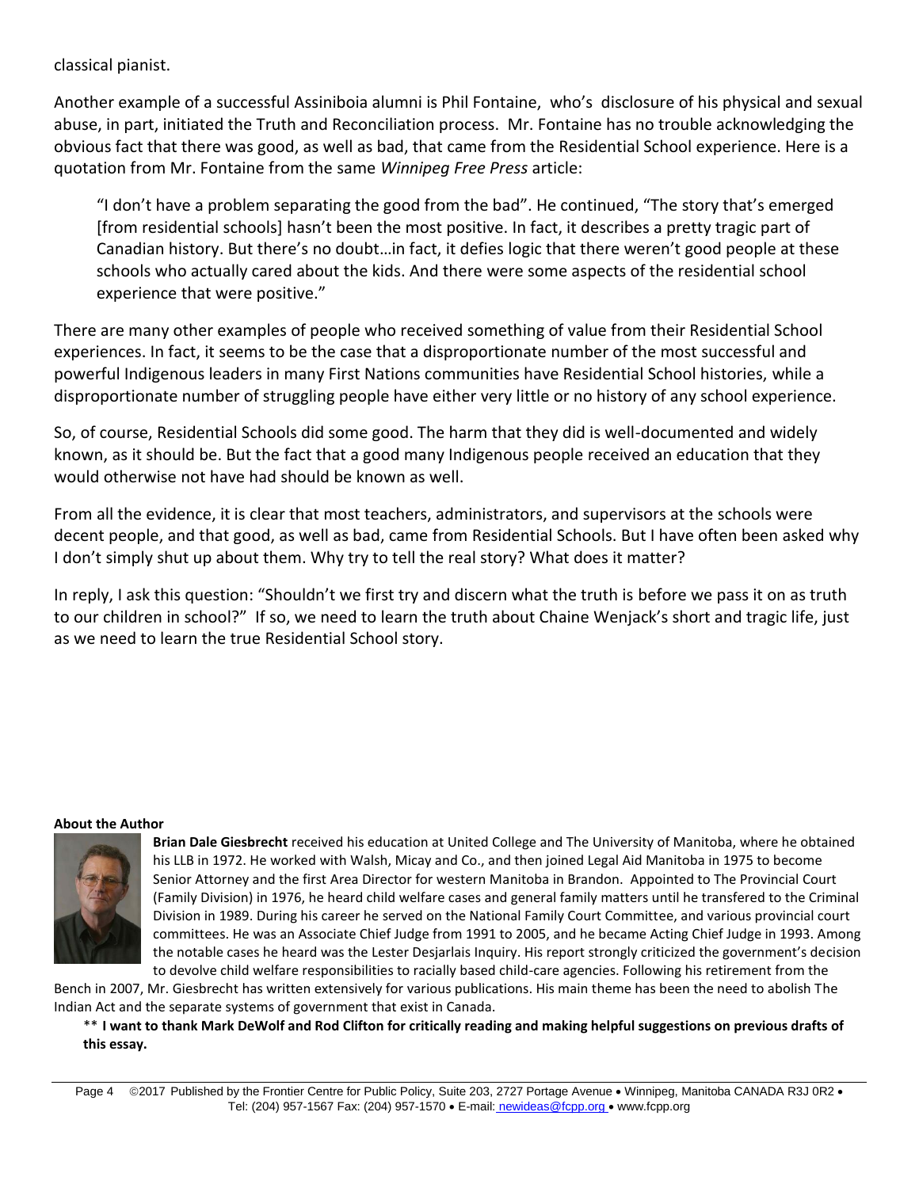classical pianist.

Another example of a successful Assiniboia alumni is Phil Fontaine, who's disclosure of his physical and sexual abuse, in part, initiated the Truth and Reconciliation process. Mr. Fontaine has no trouble acknowledging the obvious fact that there was good, as well as bad, that came from the Residential School experience. Here is a quotation from Mr. Fontaine from the same *Winnipeg Free Press* article:

> "I don't have a problem separating the good from the bad". He continued, "The story that's emerged [from residential schools] hasn't been the most positive. In fact, it describes a pretty tragic part of Canadian history. But there's no doubt…in fact, it defies logic that there weren't good people at these schools who actually cared about the kids. And there were some aspects of the residential school experience that were positive."

There are many other examples of people who received something of value from their Residential School experiences. In fact, it seems to be the case that a disproportionate number of the most successful and powerful Indigenous leaders in many First Nations communities have Residential School histories, while a disproportionate number of struggling people have either very little or no history of any school experience.

So, of course, Residential Schools did some good. The harm that they did is well-documented and widely known, as it should be. But the fact that a good many Indigenous people received an education that they would otherwise not have had should be known as well.

From all the evidence, it is clear that most teachers, administrators, and supervisors at the schools were decent people, and that good, as well as bad, came from Residential Schools. But I have often been asked why I don't simply shut up about them. Why try to tell the real story? What does it matter?

In reply, I ask this question: "Shouldn't we first try and discern what the truth is before we pass it on as truth to our children in school?" If so, we need to learn the truth about Chaine Wenjack's short and tragic life, just as we need to learn the true Residential School story.

**About the Author**

**Brian Dale Giesbrecht** received his education at United College and The University of Manitoba, where he obtained his LLB in 1972. He worked with Walsh, Micay and Co., and then joined Legal Aid Manitoba in 1975 to become Senior Attorney and the first Area Director for western Manitoba in Brandon. Appointed to The Provincial Court (Family Division) in 1976, he heard child welfare cases and general family matters until he transfered to the Criminal Division in 1989. During his career he served on the National Family Court Committee, and various provincial court committees. He was an Associate Chief Judge from 1991 to 2005, and he became Acting Chief Judge in 1993. Among the notable cases he heard was the Lester Desjarlais Inquiry. His report strongly criticized the government's decision to devolve child welfare responsibilities to racially based child-care agencies. Following his retirement from the Bench in 2007, Mr. Giesbrecht has written extensively for various publications. His main theme has been the need to abolish The Indian Act and the separate systems of government that exist in Canada.

** **I want to thank Mark DeWolf and Rod Clifton for critically reading and making helpful suggestions on previous drafts of this essay.**

©2017 Published by the Frontier Centre for Public Policy, Suite 203, 2727 Portage Avenue • Winnipeg, Manitoba CANADA R3J 0R2 • Tel: (204) 957-1567 Fax: (204) 957-1570 • E-mail: newideas@fcpp.org • www.fcpp.org